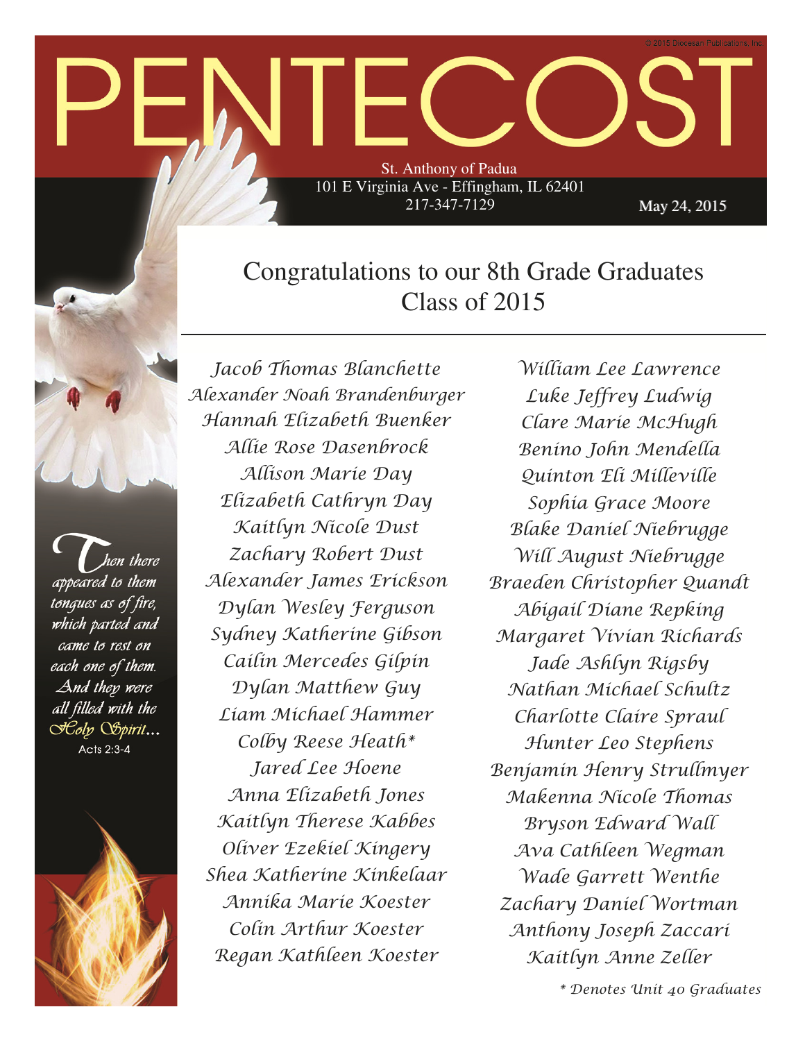# PENTECOST

St. Anthony of Padua
101 E Virginia Ave - Effingham, IL 62401
217-347-7129

May 24, 2015

*Then there appeared to them tongues as of fire, which parted and came to rest on each one of them. And they were all filled with the Holy Spirit...*
Acts 2:3-4

## Congratulations to our 8th Grade Graduates Class of 2015

*Jacob Thomas Blanchette*
*Alexander Noah Brandenburger*
*Hannah Elizabeth Buenker*
*Allie Rose Dasenbrock*
*Allison Marie Day*
*Elizabeth Cathryn Day*
*Kaitlyn Nicole Dust*
*Zachary Robert Dust*
*Alexander James Erickson*
*Dylan Wesley Ferguson*
*Sydney Katherine Gibson*
*Cailin Mercedes Gilpin*
*Dylan Matthew Guy*
*Liam Michael Hammer*
*Colby Reese Heath**
*Jared Lee Hoene*
*Anna Elizabeth Jones*
*Kaitlyn Therese Kabbes*
*Oliver Ezekiel Kingery*
*Shea Katherine Kinkelaar*
*Annika Marie Koester*
*Colin Arthur Koester*
*Regan Kathleen Koester*
*William Lee Lawrence*
*Luke Jeffrey Ludwig*
*Clare Marie McHugh*
*Benino John Mendella*
*Quinton Eli Milleville*
*Sophia Grace Moore*
*Blake Daniel Niebrugge*
*Will August Niebrugge*
*Braeden Christopher Quandt*
*Abigail Diane Repking*
*Margaret Vivian Richards*
*Jade Ashlyn Rigsby*
*Nathan Michael Schultz*
*Charlotte Claire Spraul*
*Hunter Leo Stephens*
*Benjamin Henry Strullmyer*
*Makenna Nicole Thomas*
*Bryson Edward Wall*
*Ava Cathleen Wegman*
*Wade Garrett Wenthe*
*Zachary Daniel Wortman*
*Anthony Joseph Zaccari*
*Kaitlyn Anne Zeller*

** Denotes Unit 40 Graduates*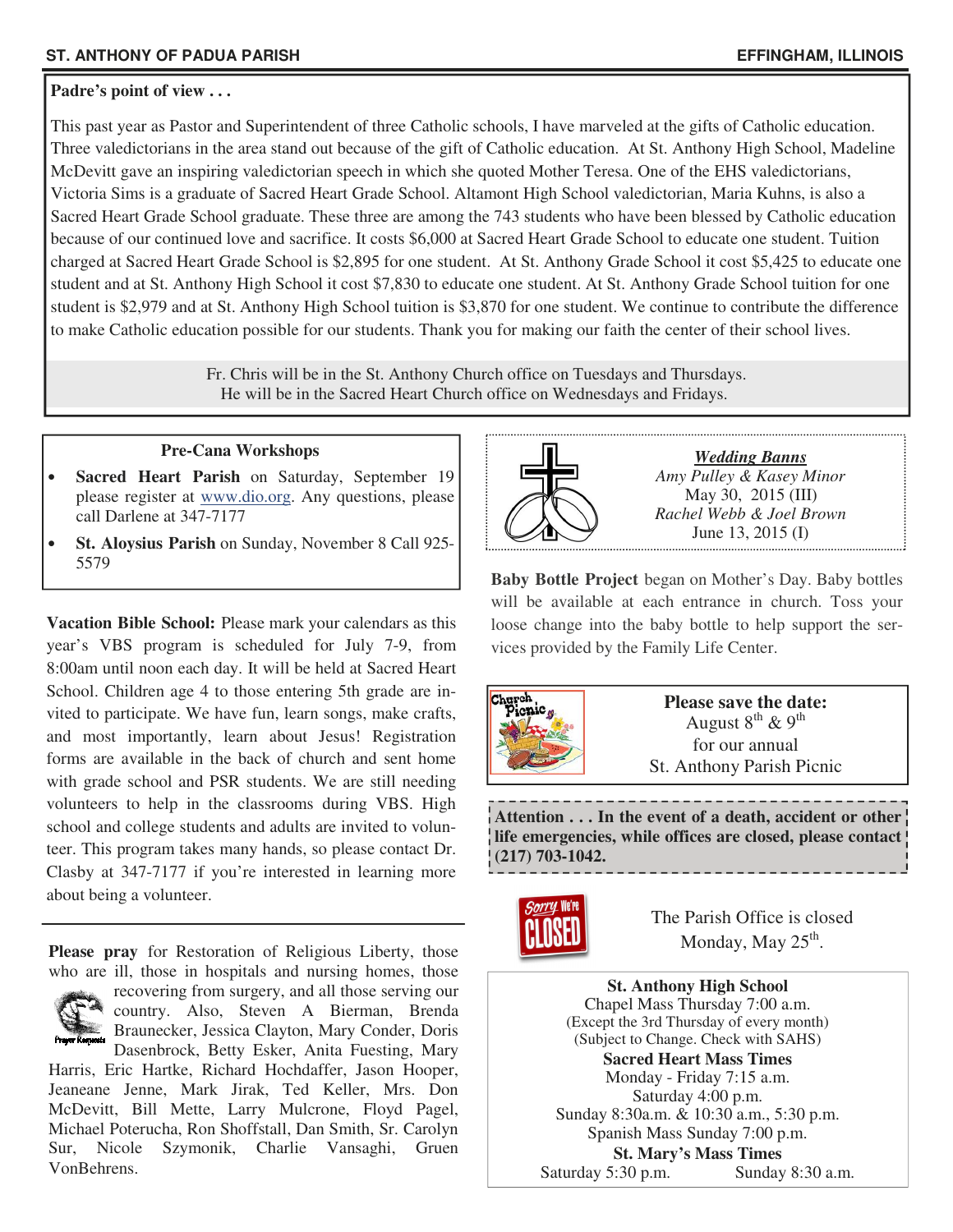## Padre's point of view . . .

This past year as Pastor and Superintendent of three Catholic schools, I have marveled at the gifts of Catholic education. Three valedictorians in the area stand out because of the gift of Catholic education. At St. Anthony High School, Madeline McDevitt gave an inspiring valedictorian speech in which she quoted Mother Teresa. One of the EHS valedictorians, Victoria Sims is a graduate of Sacred Heart Grade School. Altamont High School valedictorian, Maria Kuhns, is also a Sacred Heart Grade School graduate. These three are among the 743 students who have been blessed by Catholic education because of our continued love and sacrifice. It costs $6,000 at Sacred Heart Grade School to educate one student. Tuition charged at Sacred Heart Grade School is $2,895 for one student. At St. Anthony Grade School it cost $5,425 to educate one student and at St. Anthony High School it cost $7,830 to educate one student. At St. Anthony Grade School tuition for one student is $2,979 and at St. Anthony High School tuition is $3,870 for one student. We continue to contribute the difference to make Catholic education possible for our students. Thank you for making our faith the center of their school lives.

Fr. Chris will be in the St. Anthony Church office on Tuesdays and Thursdays. He will be in the Sacred Heart Church office on Wednesdays and Fridays.

### Pre-Cana Workshops

- **Sacred Heart Parish** on Saturday, September 19 please register at www.dio.org. Any questions, please call Darlene at 347-7177
- **St. Aloysius Parish** on Sunday, November 8 Call 925-5579

**Vacation Bible School:** Please mark your calendars as this year's VBS program is scheduled for July 7-9, from 8:00am until noon each day. It will be held at Sacred Heart School. Children age 4 to those entering 5th grade are invited to participate. We have fun, learn songs, make crafts, and most importantly, learn about Jesus! Registration forms are available in the back of church and sent home with grade school and PSR students. We are still needing volunteers to help in the classrooms during VBS. High school and college students and adults are invited to volunteer. This program takes many hands, so please contact Dr. Clasby at 347-7177 if you're interested in learning more about being a volunteer.

**Please pray** for Restoration of Religious Liberty, those who are ill, those in hospitals and nursing homes, those recovering from surgery, and all those serving our country. Also, Steven A Bierman, Brenda Braunecker, Jessica Clayton, Mary Conder, Doris Dasenbrock, Betty Esker, Anita Fuesting, Mary Harris, Eric Hartke, Richard Hochdaffer, Jason Hooper, Jeaneane Jenne, Mark Jirak, Ted Keller, Mrs. Don McDevitt, Bill Mette, Larry Mulcrone, Floyd Pagel, Michael Poterucha, Ron Shoffstall, Dan Smith, Sr. Carolyn Sur, Nicole Szymonik, Charlie Vansaghi, Gruen VonBehrens.

### *Wedding Banns*

*Amy Pulley & Kasey Minor*
May 30, 2015 (III)
*Rachel Webb & Joel Brown*
June 13, 2015 (I)

**Baby Bottle Project** began on Mother's Day. Baby bottles will be available at each entrance in church. Toss your loose change into the baby bottle to help support the services provided by the Family Life Center.

**Please save the date:**
August 8th & 9th
for our annual
St. Anthony Parish Picnic

**Attention . . . In the event of a death, accident or other life emergencies, while offices are closed, please contact (217) 703-1042.**

The Parish Office is closed Monday, May 25th.

**St. Anthony High School**
Chapel Mass Thursday 7:00 a.m.
(Except the 3rd Thursday of every month)
(Subject to Change. Check with SAHS)

**Sacred Heart Mass Times**
Monday - Friday 7:15 a.m.
Saturday 4:00 p.m.
Sunday 8:30a.m. & 10:30 a.m., 5:30 p.m.
Spanish Mass Sunday 7:00 p.m.

**St. Mary's Mass Times**
Saturday 5:30 p.m. Sunday 8:30 a.m.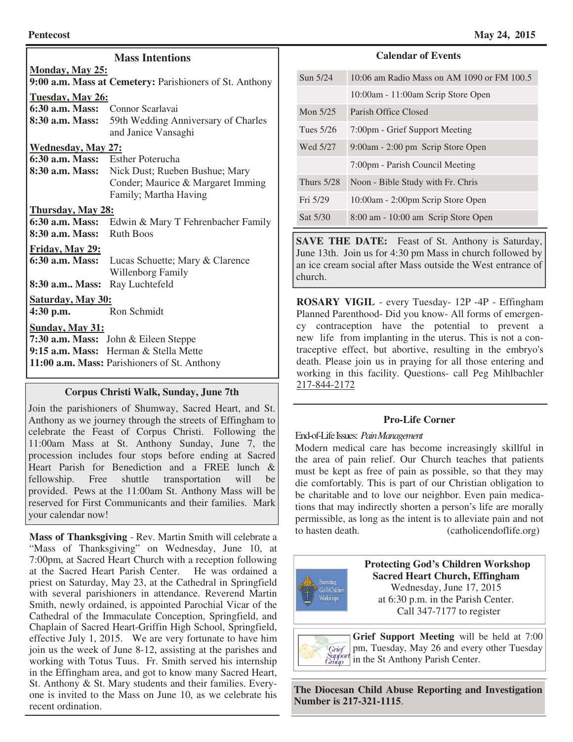## Mass Intentions

**Monday, May 25:**
**9:00 a.m. Mass at Cemetery:** Parishioners of St. Anthony

**Tuesday, May 26:**
**6:30 a.m. Mass:** Connor Scarlavai
**8:30 a.m. Mass:** 59th Wedding Anniversary of Charles and Janice Vansaghi

**Wednesday, May 27:**
**6:30 a.m. Mass:** Esther Poterucha
**8:30 a.m. Mass:** Nick Dust; Rueben Bushue; Mary Conder; Maurice & Margaret Imming Family; Martha Having

**Thursday, May 28:**
**6:30 a.m. Mass:** Edwin & Mary T Fehrenbacher Family
**8:30 a.m. Mass:** Ruth Boos

**Friday, May 29:**
**6:30 a.m. Mass:** Lucas Schuette; Mary & Clarence Willenborg Family
**8:30 a.m.. Mass:** Ray Luchtefeld

**Saturday, May 30:**
**4:30 p.m.** Ron Schmidt

**Sunday, May 31:**
**7:30 a.m. Mass:** John & Eileen Steppe
**9:15 a.m. Mass:** Herman & Stella Mette
**11:00 a.m. Mass:** Parishioners of St. Anthony

## Corpus Christi Walk, Sunday, June 7th

Join the parishioners of Shumway, Sacred Heart, and St. Anthony as we journey through the streets of Effingham to celebrate the Feast of Corpus Christi. Following the 11:00am Mass at St. Anthony Sunday, June 7, the procession includes four stops before ending at Sacred Heart Parish for Benediction and a FREE lunch & fellowship. Free shuttle transportation will be provided. Pews at the 11:00am St. Anthony Mass will be reserved for First Communicants and their families. Mark your calendar now!

**Mass of Thanksgiving** - Rev. Martin Smith will celebrate a "Mass of Thanksgiving" on Wednesday, June 10, at 7:00pm, at Sacred Heart Church with a reception following at the Sacred Heart Parish Center. He was ordained a priest on Saturday, May 23, at the Cathedral in Springfield with several parishioners in attendance. Reverend Martin Smith, newly ordained, is appointed Parochial Vicar of the Cathedral of the Immaculate Conception, Springfield, and Chaplain of Sacred Heart-Griffin High School, Springfield, effective July 1, 2015. We are very fortunate to have him join us the week of June 8-12, assisting at the parishes and working with Totus Tuus. Fr. Smith served his internship in the Effingham area, and got to know many Sacred Heart, St. Anthony & St. Mary students and their families. Everyone is invited to the Mass on June 10, as we celebrate his recent ordination.

## Calendar of Events

| | |
|---|---|
| Sun 5/24 | 10:06 am Radio Mass on AM 1090 or FM 100.5 |
| | 10:00am - 11:00am Scrip Store Open |
| Mon 5/25 | Parish Office Closed |
| Tues 5/26 | 7:00pm - Grief Support Meeting |
| Wed 5/27 | 9:00am - 2:00 pm Scrip Store Open |
| | 7:00pm - Parish Council Meeting |
| Thurs 5/28 | Noon - Bible Study with Fr. Chris |
| Fri 5/29 | 10:00am - 2:00pm Scrip Store Open |
| Sat 5/30 | 8:00 am - 10:00 am Scrip Store Open |

**SAVE THE DATE:** Feast of St. Anthony is Saturday, June 13th. Join us for 4:30 pm Mass in church followed by an ice cream social after Mass outside the West entrance of church.

**ROSARY VIGIL** - every Tuesday- 12P -4P - Effingham Planned Parenthood- Did you know- All forms of emergency contraception have the potential to prevent a new life from implanting in the uterus. This is not a contraceptive effect, but abortive, resulting in the embryo's death. Please join us in praying for all those entering and working in this facility. Questions- call Peg Mihlbachler 217-844-2172

## Pro-Life Corner

End-of-Life Issues: *Pain Management*

Modern medical care has become increasingly skillful in the area of pain relief. Our Church teaches that patients must be kept as free of pain as possible, so that they may die comfortably. This is part of our Christian obligation to be charitable and to love our neighbor. Even pain medications that may indirectly shorten a person's life are morally permissible, as long as the intent is to alleviate pain and not to hasten death. (catholicendoflife.org)

**Protecting God's Children Workshop**
**Sacred Heart Church, Effingham**
Wednesday, June 17, 2015
at 6:30 p.m. in the Parish Center.
Call 347-7177 to register

**Grief Support Meeting** will be held at 7:00 pm, Tuesday, May 26 and every other Tuesday in the St Anthony Parish Center.

**The Diocesan Child Abuse Reporting and Investigation Number is 217-321-1115**.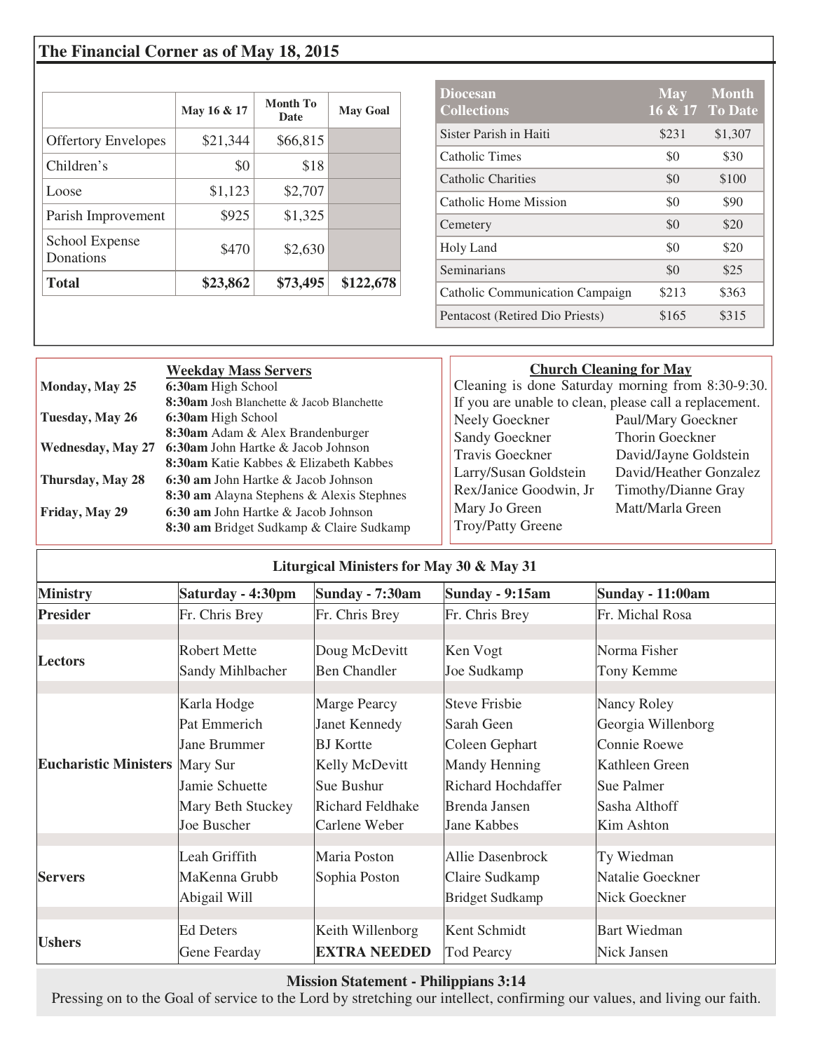## The Financial Corner as of May 18, 2015

| | May 16 & 17 | Month To Date | May Goal |
|---|---|---|---|
| Offertory Envelopes | $21,344 | $66,815 | |
| Children's | $0 | $18 | |
| Loose | $1,123 | $2,707 | |
| Parish Improvement | $925 | $1,325 | |
| School Expense Donations | $470 | $2,630 | |
| **Total** | **$23,862** | **$73,495** | **$122,678** |

| Diocesan Collections | May 16 & 17 | Month To Date |
|---|---|---|
| Sister Parish in Haiti | $231 | $1,307 |
| Catholic Times | $0 | $30 |
| Catholic Charities | $0 | $100 |
| Catholic Home Mission | $0 | $90 |
| Cemetery | $0 | $20 |
| Holy Land | $0 | $20 |
| Seminarians | $0 | $25 |
| Catholic Communication Campaign | $213 | $363 |
| Pentacost (Retired Dio Priests) | $165 | $315 |

### Weekday Mass Servers

| | |
|---|---|
| **Monday, May 25** | **6:30am** High School |
| | **8:30am** Josh Blanchette & Jacob Blanchette |
| **Tuesday, May 26** | **6:30am** High School |
| | **8:30am** Adam & Alex Brandenburger |
| **Wednesday, May 27** | **6:30am** John Hartke & Jacob Johnson |
| | **8:30am** Katie Kabbes & Elizabeth Kabbes |
| **Thursday, May 28** | **6:30 am** John Hartke & Jacob Johnson |
| | **8:30 am** Alayna Stephens & Alexis Stephnes |
| **Friday, May 29** | **6:30 am** John Hartke & Jacob Johnson |
| | **8:30 am** Bridget Sudkamp & Claire Sudkamp |

### Church Cleaning for May

Cleaning is done Saturday morning from 8:30-9:30. If you are unable to clean, please call a replacement.

| | |
|---|---|
| Neely Goeckner | Paul/Mary Goeckner |
| Sandy Goeckner | Thorin Goeckner |
| Travis Goeckner | David/Jayne Goldstein |
| Larry/Susan Goldstein | David/Heather Gonzalez |
| Rex/Janice Goodwin, Jr | Timothy/Dianne Gray |
| Mary Jo Green | Matt/Marla Green |
| Troy/Patty Greene | |

### Liturgical Ministers for May 30 & May 31

| Ministry | Saturday - 4:30pm | Sunday - 7:30am | Sunday - 9:15am | Sunday - 11:00am |
|---|---|---|---|---|
| **Presider** | Fr. Chris Brey | Fr. Chris Brey | Fr. Chris Brey | Fr. Michal Rosa |
| **Lectors** | Robert Mette | Doug McDevitt | Ken Vogt | Norma Fisher |
| | Sandy Mihlbacher | Ben Chandler | Joe Sudkamp | Tony Kemme |
| **Eucharistic Ministers** | Karla Hodge | Marge Pearcy | Steve Frisbie | Nancy Roley |
| | Pat Emmerich | Janet Kennedy | Sarah Geen | Georgia Willenborg |
| | Jane Brummer | BJ Kortte | Coleen Gephart | Connie Roewe |
| | Mary Sur | Kelly McDevitt | Mandy Henning | Kathleen Green |
| | Jamie Schuette | Sue Bushur | Richard Hochdaffer | Sue Palmer |
| | Mary Beth Stuckey | Richard Feldhake | Brenda Jansen | Sasha Althoff |
| | Joe Buscher | Carlene Weber | Jane Kabbes | Kim Ashton |
| **Servers** | Leah Griffith | Maria Poston | Allie Dasenbrock | Ty Wiedman |
| | MaKenna Grubb | Sophia Poston | Claire Sudkamp | Natalie Goeckner |
| | Abigail Will | | Bridget Sudkamp | Nick Goeckner |
| **Ushers** | Ed Deters | Keith Willenborg | Kent Schmidt | Bart Wiedman |
| | Gene Fearday | **EXTRA NEEDED** | Tod Pearcy | Nick Jansen |

**Mission Statement - Philippians 3:14**

Pressing on to the Goal of service to the Lord by stretching our intellect, confirming our values, and living our faith.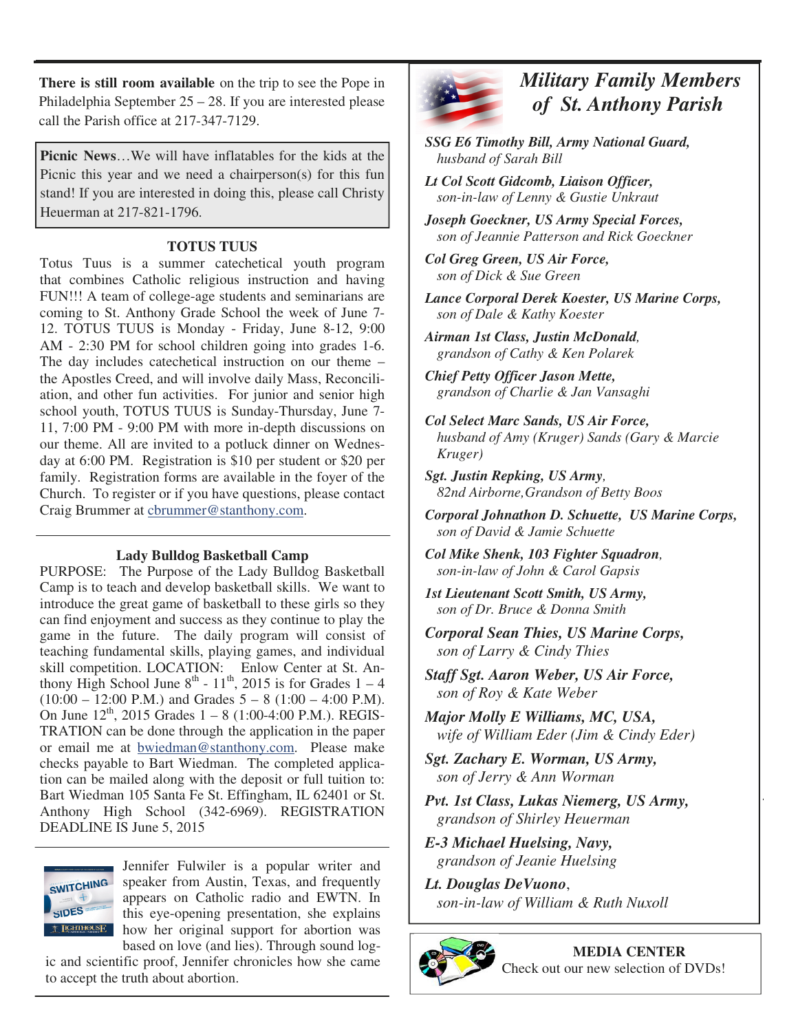**There is still room available** on the trip to see the Pope in Philadelphia September 25 – 28. If you are interested please call the Parish office at 217-347-7129.

**Picnic News**…We will have inflatables for the kids at the Picnic this year and we need a chairperson(s) for this fun stand! If you are interested in doing this, please call Christy Heuerman at 217-821-1796.

### TOTUS TUUS

Totus Tuus is a summer catechetical youth program that combines Catholic religious instruction and having FUN!!! A team of college-age students and seminarians are coming to St. Anthony Grade School the week of June 7-12. TOTUS TUUS is Monday - Friday, June 8-12, 9:00 AM - 2:30 PM for school children going into grades 1-6. The day includes catechetical instruction on our theme – the Apostles Creed, and will involve daily Mass, Reconciliation, and other fun activities. For junior and senior high school youth, TOTUS TUUS is Sunday-Thursday, June 7-11, 7:00 PM - 9:00 PM with more in-depth discussions on our theme. All are invited to a potluck dinner on Wednesday at 6:00 PM. Registration is $10 per student or $20 per family. Registration forms are available in the foyer of the Church. To register or if you have questions, please contact Craig Brummer at cbrummer@stanthony.com.

### Lady Bulldog Basketball Camp

PURPOSE: The Purpose of the Lady Bulldog Basketball Camp is to teach and develop basketball skills. We want to introduce the great game of basketball to these girls so they can find enjoyment and success as they continue to play the game in the future. The daily program will consist of teaching fundamental skills, playing games, and individual skill competition. LOCATION: Enlow Center at St. Anthony High School June 8th - 11th, 2015 is for Grades 1 – 4 (10:00 – 12:00 P.M.) and Grades 5 – 8 (1:00 – 4:00 P.M). On June 12th, 2015 Grades 1 – 8 (1:00-4:00 P.M.). REGISTRATION can be done through the application in the paper or email me at bwiedman@stanthony.com. Please make checks payable to Bart Wiedman. The completed application can be mailed along with the deposit or full tuition to: Bart Wiedman 105 Santa Fe St. Effingham, IL 62401 or St. Anthony High School (342-6969). REGISTRATION DEADLINE IS June 5, 2015

Jennifer Fulwiler is a popular writer and speaker from Austin, Texas, and frequently appears on Catholic radio and EWTN. In this eye-opening presentation, she explains how her original support for abortion was based on love (and lies). Through sound logic and scientific proof, Jennifer chronicles how she came to accept the truth about abortion.

## *Military Family Members of St. Anthony Parish*

***SSG E6 Timothy Bill, Army National Guard,***
*husband of Sarah Bill*

***Lt Col Scott Gidcomb, Liaison Officer,***
*son-in-law of Lenny & Gustie Unkraut*

***Joseph Goeckner, US Army Special Forces,***
*son of Jeannie Patterson and Rick Goeckner*

***Col Greg Green, US Air Force,***
*son of Dick & Sue Green*

***Lance Corporal Derek Koester, US Marine Corps,***
*son of Dale & Kathy Koester*

***Airman 1st Class, Justin McDonald,***
*grandson of Cathy & Ken Polarek*

***Chief Petty Officer Jason Mette,***
*grandson of Charlie & Jan Vansaghi*

***Col Select Marc Sands, US Air Force,***
*husband of Amy (Kruger) Sands (Gary & Marcie Kruger)*

***Sgt. Justin Repking, US Army,***
*82nd Airborne,Grandson of Betty Boos*

***Corporal Johnathon D. Schuette, US Marine Corps,***
*son of David & Jamie Schuette*

***Col Mike Shenk, 103 Fighter Squadron,***
*son-in-law of John & Carol Gapsis*

***1st Lieutenant Scott Smith, US Army,***
*son of Dr. Bruce & Donna Smith*

***Corporal Sean Thies, US Marine Corps,***
*son of Larry & Cindy Thies*

***Staff Sgt. Aaron Weber, US Air Force,***
*son of Roy & Kate Weber*

***Major Molly E Williams, MC, USA,***
*wife of William Eder (Jim & Cindy Eder)*

***Sgt. Zachary E. Worman, US Army,***
*son of Jerry & Ann Worman*

***Pvt. 1st Class, Lukas Niemerg, US Army,***
*grandson of Shirley Heuerman*

***E-3 Michael Huelsing, Navy,***
*grandson of Jeanie Huelsing*

***Lt. Douglas DeVuono,***
*son-in-law of William & Ruth Nuxoll*

**MEDIA CENTER**
Check out our new selection of DVDs!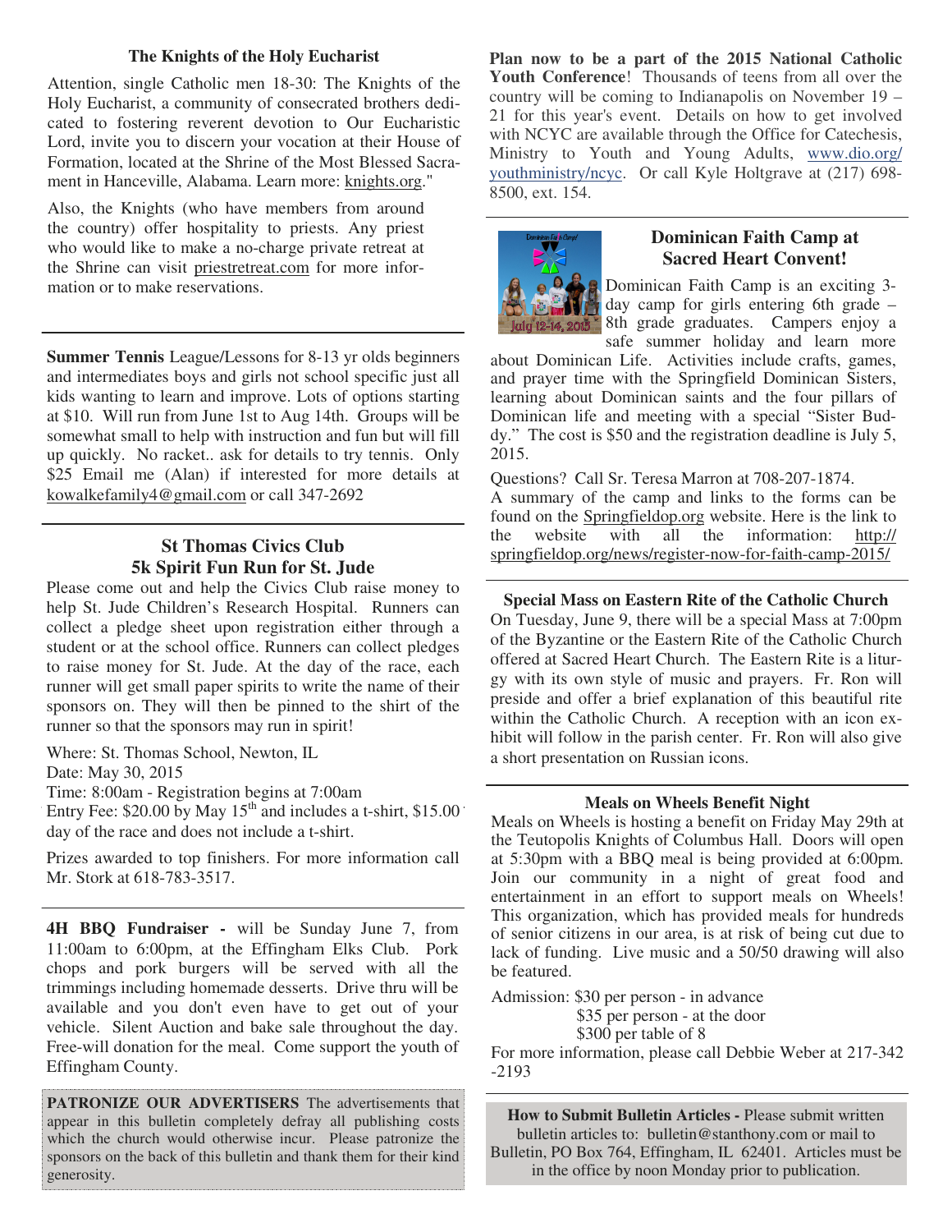### The Knights of the Holy Eucharist

Attention, single Catholic men 18-30: The Knights of the Holy Eucharist, a community of consecrated brothers dedicated to fostering reverent devotion to Our Eucharistic Lord, invite you to discern your vocation at their House of Formation, located at the Shrine of the Most Blessed Sacrament in Hanceville, Alabama. Learn more: knights.org."

Also, the Knights (who have members from around the country) offer hospitality to priests. Any priest who would like to make a no-charge private retreat at the Shrine can visit priestretreat.com for more information or to make reservations.

---

**Summer Tennis** League/Lessons for 8-13 yr olds beginners and intermediates boys and girls not school specific just all kids wanting to learn and improve. Lots of options starting at $10. Will run from June 1st to Aug 14th. Groups will be somewhat small to help with instruction and fun but will fill up quickly. No racket.. ask for details to try tennis. Only $25 Email me (Alan) if interested for more details at kowalkefamily4@gmail.com or call 347-2692

---

### St Thomas Civics Club 5k Spirit Fun Run for St. Jude

Please come out and help the Civics Club raise money to help St. Jude Children's Research Hospital. Runners can collect a pledge sheet upon registration either through a student or at the school office. Runners can collect pledges to raise money for St. Jude. At the day of the race, each runner will get small paper spirits to write the name of their sponsors on. They will then be pinned to the shirt of the runner so that the sponsors may run in spirit!

Where: St. Thomas School, Newton, IL
Date: May 30, 2015
Time: 8:00am - Registration begins at 7:00am
Entry Fee: $20.00 by May 15th and includes a t-shirt, $15.00 day of the race and does not include a t-shirt.

Prizes awarded to top finishers. For more information call Mr. Stork at 618-783-3517.

---

**4H BBQ Fundraiser -** will be Sunday June 7, from 11:00am to 6:00pm, at the Effingham Elks Club. Pork chops and pork burgers will be served with all the trimmings including homemade desserts. Drive thru will be available and you don't even have to get out of your vehicle. Silent Auction and bake sale throughout the day. Free-will donation for the meal. Come support the youth of Effingham County.

**PATRONIZE OUR ADVERTISERS** The advertisements that appear in this bulletin completely defray all publishing costs which the church would otherwise incur. Please patronize the sponsors on the back of this bulletin and thank them for their kind generosity.

---

**Plan now to be a part of the 2015 National Catholic Youth Conference**! Thousands of teens from all over the country will be coming to Indianapolis on November 19 – 21 for this year's event. Details on how to get involved with NCYC are available through the Office for Catechesis, Ministry to Youth and Young Adults, www.dio.org/youthministry/ncyc. Or call Kyle Holtgrave at (217) 698-8500, ext. 154.

---

### Dominican Faith Camp at Sacred Heart Convent!

Dominican Faith Camp is an exciting 3-day camp for girls entering 6th grade – 8th grade graduates. Campers enjoy a safe summer holiday and learn more about Dominican Life. Activities include crafts, games, and prayer time with the Springfield Dominican Sisters, learning about Dominican saints and the four pillars of Dominican life and meeting with a special "Sister Buddy." The cost is $50 and the registration deadline is July 5, 2015.

Questions? Call Sr. Teresa Marron at 708-207-1874.
A summary of the camp and links to the forms can be found on the Springfieldop.org website. Here is the link to the website with all the information: http://springfieldop.org/news/register-now-for-faith-camp-2015/

---

### Special Mass on Eastern Rite of the Catholic Church

On Tuesday, June 9, there will be a special Mass at 7:00pm of the Byzantine or the Eastern Rite of the Catholic Church offered at Sacred Heart Church. The Eastern Rite is a liturgy with its own style of music and prayers. Fr. Ron will preside and offer a brief explanation of this beautiful rite within the Catholic Church. A reception with an icon exhibit will follow in the parish center. Fr. Ron will also give a short presentation on Russian icons.

---

### Meals on Wheels Benefit Night

Meals on Wheels is hosting a benefit on Friday May 29th at the Teutopolis Knights of Columbus Hall. Doors will open at 5:30pm with a BBQ meal is being provided at 6:00pm. Join our community in a night of great food and entertainment in an effort to support meals on Wheels! This organization, which has provided meals for hundreds of senior citizens in our area, is at risk of being cut due to lack of funding. Live music and a 50/50 drawing will also be featured.

Admission: $30 per person - in advance
$35 per person - at the door
$300 per table of 8

For more information, please call Debbie Weber at 217-342-2193

---

**How to Submit Bulletin Articles -** Please submit written bulletin articles to: bulletin@stanthony.com or mail to Bulletin, PO Box 764, Effingham, IL 62401. Articles must be in the office by noon Monday prior to publication.